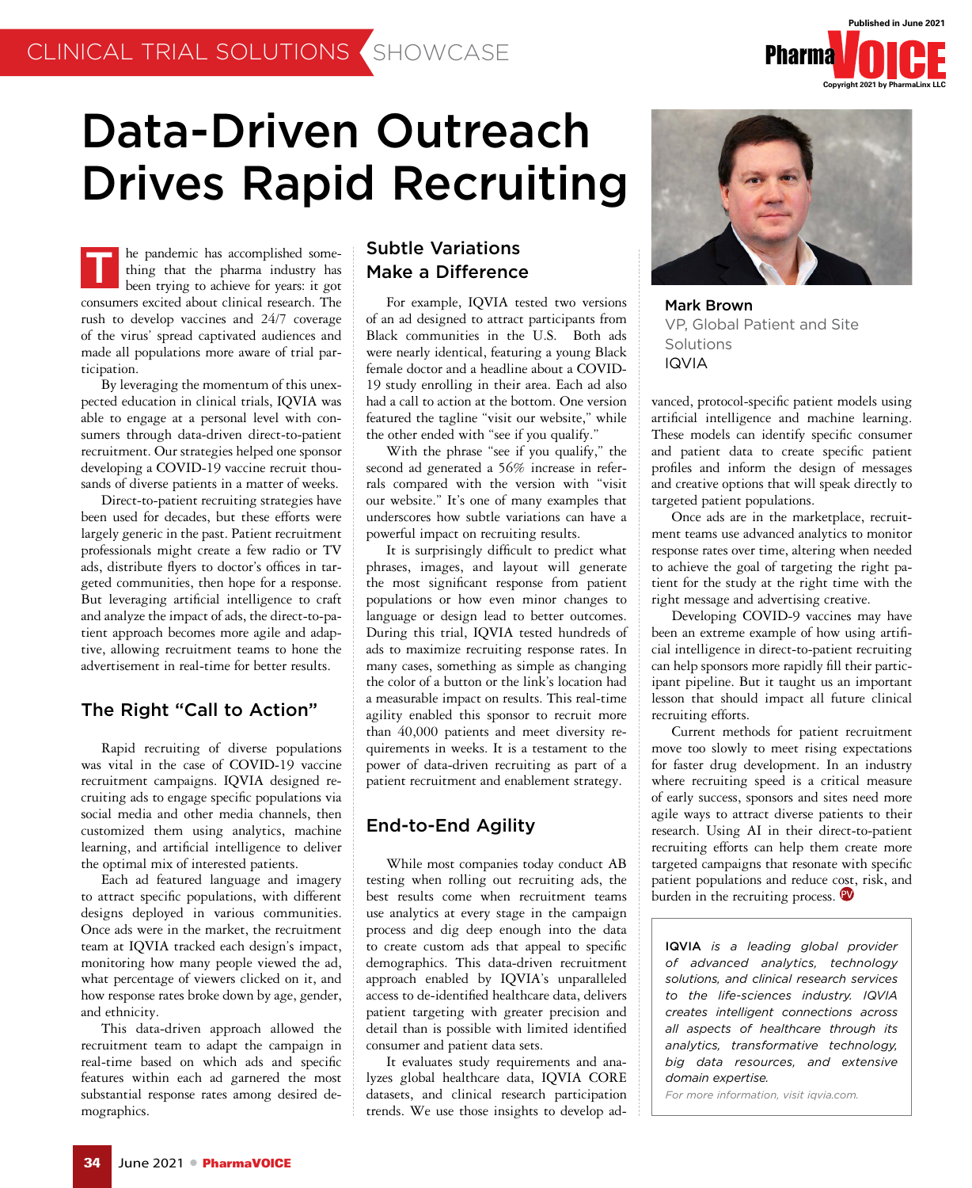# Data-Driven Outreach Drives Rapid Recruiting

**Mark Brown**
VP, Global Patient and Site Solutions
IQVIA

The pandemic has accomplished something that the pharma industry has been trying to achieve for years: it got consumers excited about clinical research. The rush to develop vaccines and 24/7 coverage of the virus' spread captivated audiences and made all populations more aware of trial participation.

By leveraging the momentum of this unexpected education in clinical trials, IQVIA was able to engage at a personal level with consumers through data-driven direct-to-patient recruitment. Our strategies helped one sponsor developing a COVID-19 vaccine recruit thousands of diverse patients in a matter of weeks.

Direct-to-patient recruiting strategies have been used for decades, but these efforts were largely generic in the past. Patient recruitment professionals might create a few radio or TV ads, distribute flyers to doctor's offices in targeted communities, then hope for a response. But leveraging artificial intelligence to craft and analyze the impact of ads, the direct-to-patient approach becomes more agile and adaptive, allowing recruitment teams to hone the advertisement in real-time for better results.

## The Right "Call to Action"

Rapid recruiting of diverse populations was vital in the case of COVID-19 vaccine recruitment campaigns. IQVIA designed recruiting ads to engage specific populations via social media and other media channels, then customized them using analytics, machine learning, and artificial intelligence to deliver the optimal mix of interested patients.

Each ad featured language and imagery to attract specific populations, with different designs deployed in various communities. Once ads were in the market, the recruitment team at IQVIA tracked each design's impact, monitoring how many people viewed the ad, what percentage of viewers clicked on it, and how response rates broke down by age, gender, and ethnicity.

This data-driven approach allowed the recruitment team to adapt the campaign in real-time based on which ads and specific features within each ad garnered the most substantial response rates among desired demographics.

## Subtle Variations Make a Difference

For example, IQVIA tested two versions of an ad designed to attract participants from Black communities in the U.S. Both ads were nearly identical, featuring a young Black female doctor and a headline about a COVID-19 study enrolling in their area. Each ad also had a call to action at the bottom. One version featured the tagline "visit our website," while the other ended with "see if you qualify."

With the phrase "see if you qualify," the second ad generated a 56% increase in referrals compared with the version with "visit our website." It's one of many examples that underscores how subtle variations can have a powerful impact on recruiting results.

It is surprisingly difficult to predict what phrases, images, and layout will generate the most significant response from patient populations or how even minor changes to language or design lead to better outcomes. During this trial, IQVIA tested hundreds of ads to maximize recruiting response rates. In many cases, something as simple as changing the color of a button or the link's location had a measurable impact on results. This real-time agility enabled this sponsor to recruit more than 40,000 patients and meet diversity requirements in weeks. It is a testament to the power of data-driven recruiting as part of a patient recruitment and enablement strategy.

## End-to-End Agility

While most companies today conduct AB testing when rolling out recruiting ads, the best results come when recruitment teams use analytics at every stage in the campaign process and dig deep enough into the data to create custom ads that appeal to specific demographics. This data-driven recruitment approach enabled by IQVIA's unparalleled access to de-identified healthcare data, delivers patient targeting with greater precision and detail than is possible with limited identified consumer and patient data sets.

It evaluates study requirements and analyzes global healthcare data, IQVIA CORE datasets, and clinical research participation trends. We use those insights to develop advanced, protocol-specific patient models using artificial intelligence and machine learning. These models can identify specific consumer and patient data to create specific patient profiles and inform the design of messages and creative options that will speak directly to targeted patient populations.

Once ads are in the marketplace, recruitment teams use advanced analytics to monitor response rates over time, altering when needed to achieve the goal of targeting the right patient for the study at the right time with the right message and advertising creative.

Developing COVID-9 vaccines may have been an extreme example of how using artificial intelligence in direct-to-patient recruiting can help sponsors more rapidly fill their participant pipeline. But it taught us an important lesson that should impact all future clinical recruiting efforts.

Current methods for patient recruitment move too slowly to meet rising expectations for faster drug development. In an industry where recruiting speed is a critical measure of early success, sponsors and sites need more agile ways to attract diverse patients to their research. Using AI in their direct-to-patient recruiting efforts can help them create more targeted campaigns that resonate with specific patient populations and reduce cost, risk, and burden in the recruiting process.

*IQVIA is a leading global provider of advanced analytics, technology solutions, and clinical research services to the life-sciences industry. IQVIA creates intelligent connections across all aspects of healthcare through its analytics, transformative technology, big data resources, and extensive domain expertise.*

*For more information, visit iqvia.com.*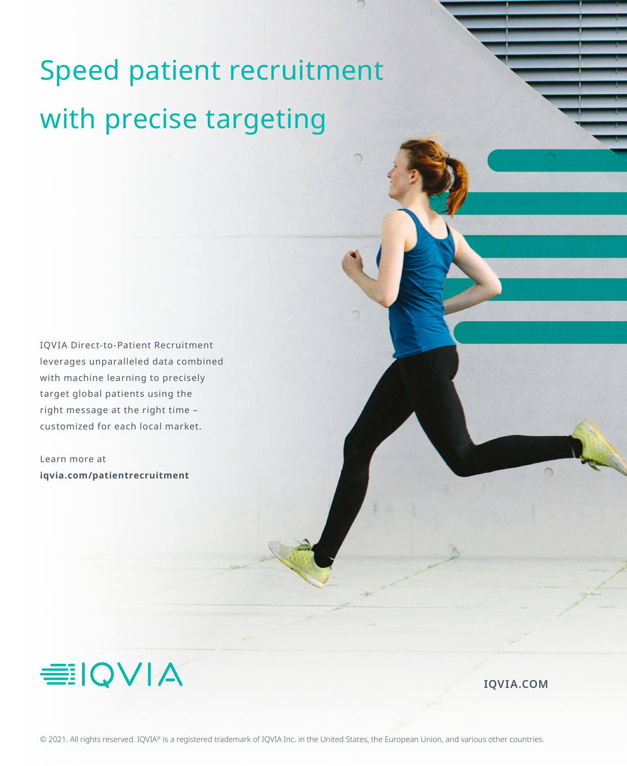# Speed patient recruitment with precise targeting

IQVIA Direct-to-Patient Recruitment leverages unparalleled data combined with machine learning to precisely target global patients using the right message at the right time – customized for each local market.

Learn more at
**iqvia.com/patientrecruitment**

IQVIA

**IQVIA.COM**

© 2021. All rights reserved. IQVIA® is a registered trademark of IQVIA Inc. in the United States, the European Union, and various other countries.